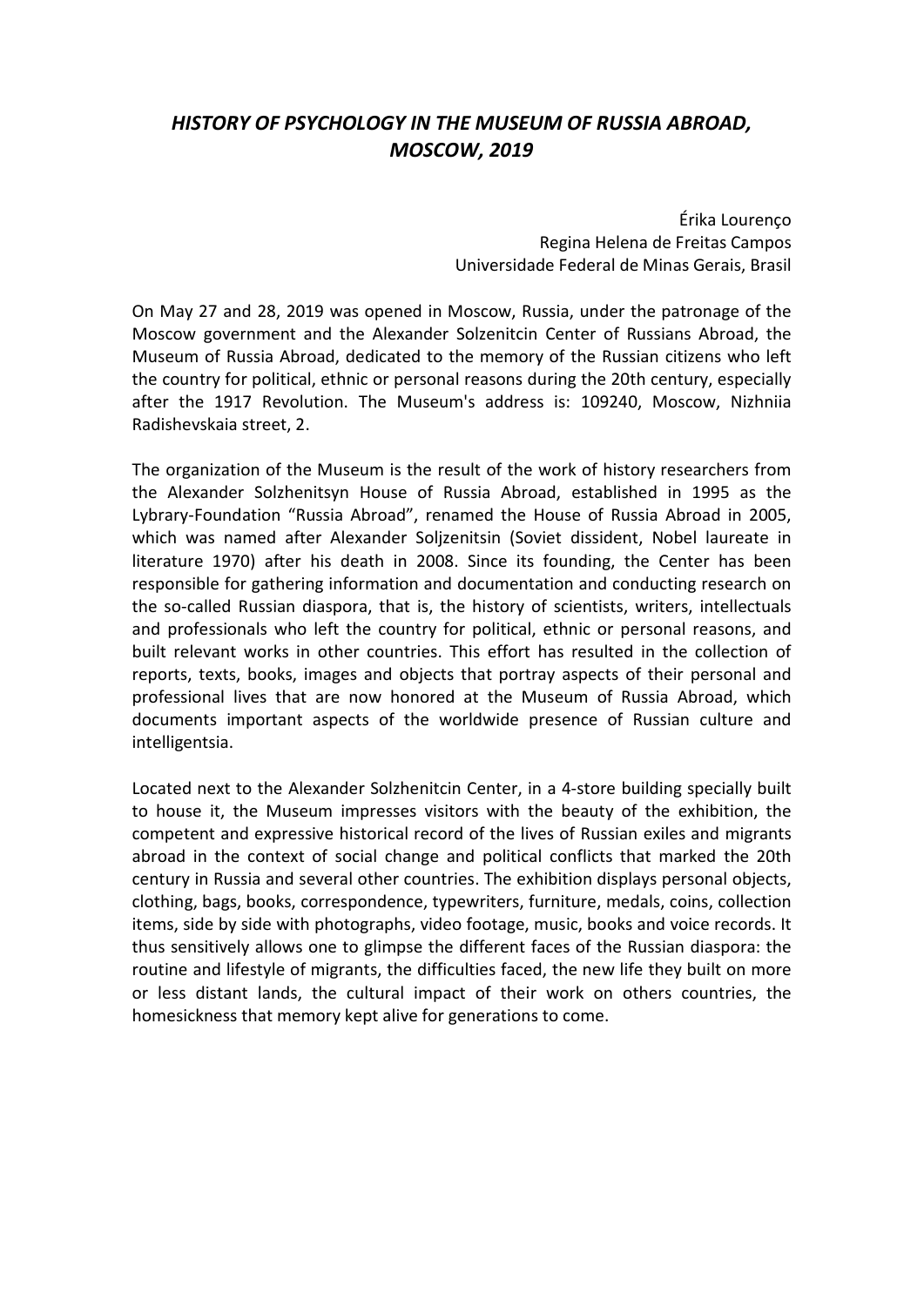# *HISTORY OF PSYCHOLOGY IN THE MUSEUM OF RUSSIA ABROAD, MOSCOW, 2019*

Érika Lourenço
Regina Helena de Freitas Campos
Universidade Federal de Minas Gerais, Brasil

On May 27 and 28, 2019 was opened in Moscow, Russia, under the patronage of the Moscow government and the Alexander Solzenitcin Center of Russians Abroad, the Museum of Russia Abroad, dedicated to the memory of the Russian citizens who left the country for political, ethnic or personal reasons during the 20th century, especially after the 1917 Revolution. The Museum's address is: 109240, Moscow, Nizhniia Radishevskaia street, 2.

The organization of the Museum is the result of the work of history researchers from the Alexander Solzhenitsyn House of Russia Abroad, established in 1995 as the Lybrary-Foundation "Russia Abroad", renamed the House of Russia Abroad in 2005, which was named after Alexander Soljzenitsin (Soviet dissident, Nobel laureate in literature 1970) after his death in 2008. Since its founding, the Center has been responsible for gathering information and documentation and conducting research on the so-called Russian diaspora, that is, the history of scientists, writers, intellectuals and professionals who left the country for political, ethnic or personal reasons, and built relevant works in other countries. This effort has resulted in the collection of reports, texts, books, images and objects that portray aspects of their personal and professional lives that are now honored at the Museum of Russia Abroad, which documents important aspects of the worldwide presence of Russian culture and intelligentsia.

Located next to the Alexander Solzhenitcin Center, in a 4-store building specially built to house it, the Museum impresses visitors with the beauty of the exhibition, the competent and expressive historical record of the lives of Russian exiles and migrants abroad in the context of social change and political conflicts that marked the 20th century in Russia and several other countries. The exhibition displays personal objects, clothing, bags, books, correspondence, typewriters, furniture, medals, coins, collection items, side by side with photographs, video footage, music, books and voice records. It thus sensitively allows one to glimpse the different faces of the Russian diaspora: the routine and lifestyle of migrants, the difficulties faced, the new life they built on more or less distant lands, the cultural impact of their work on others countries, the homesickness that memory kept alive for generations to come.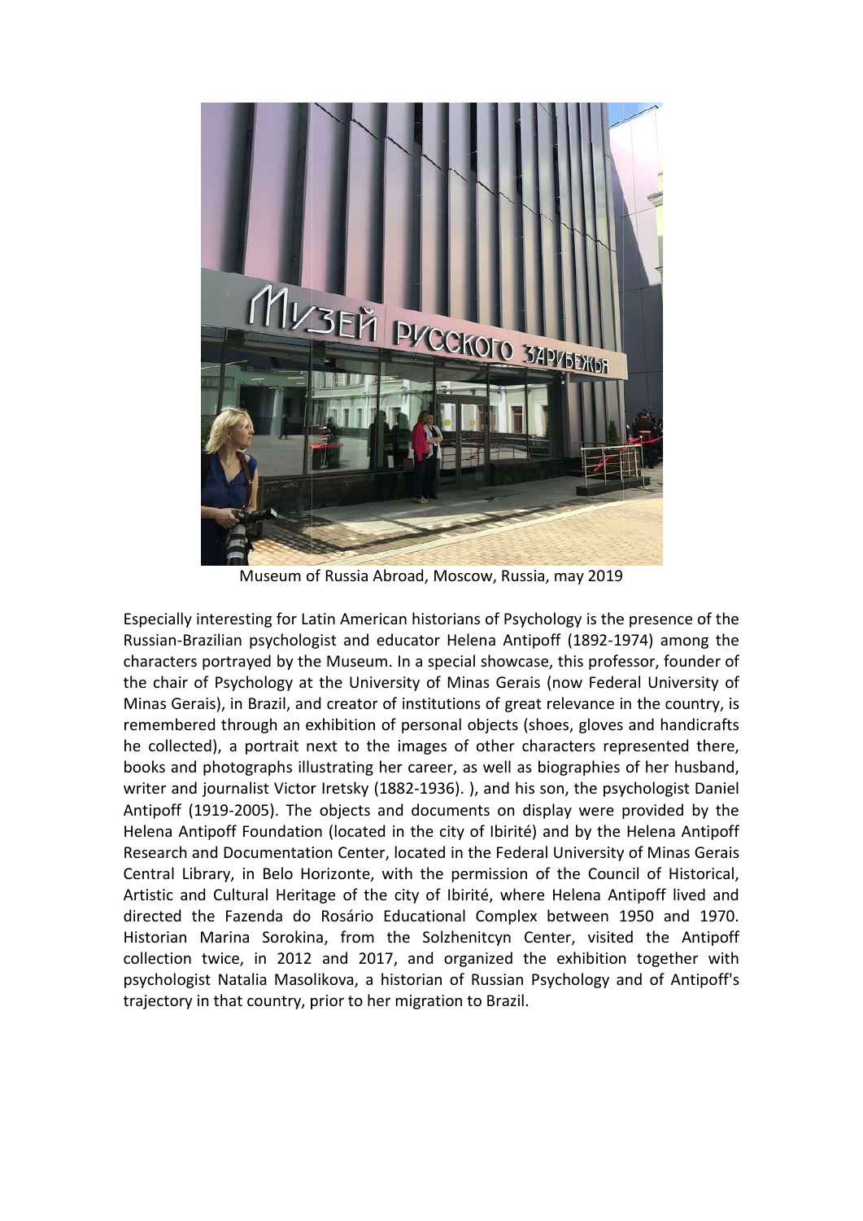Museum of Russia Abroad, Moscow, Russia, may 2019

Especially interesting for Latin American historians of Psychology is the presence of the Russian-Brazilian psychologist and educator Helena Antipoff (1892-1974) among the characters portrayed by the Museum. In a special showcase, this professor, founder of the chair of Psychology at the University of Minas Gerais (now Federal University of Minas Gerais), in Brazil, and creator of institutions of great relevance in the country, is remembered through an exhibition of personal objects (shoes, gloves and handicrafts he collected), a portrait next to the images of other characters represented there, books and photographs illustrating her career, as well as biographies of her husband, writer and journalist Victor Iretsky (1882-1936). ), and his son, the psychologist Daniel Antipoff (1919-2005). The objects and documents on display were provided by the Helena Antipoff Foundation (located in the city of Ibirité) and by the Helena Antipoff Research and Documentation Center, located in the Federal University of Minas Gerais Central Library, in Belo Horizonte, with the permission of the Council of Historical, Artistic and Cultural Heritage of the city of Ibirité, where Helena Antipoff lived and directed the Fazenda do Rosário Educational Complex between 1950 and 1970. Historian Marina Sorokina, from the Solzhenitcyn Center, visited the Antipoff collection twice, in 2012 and 2017, and organized the exhibition together with psychologist Natalia Masolikova, a historian of Russian Psychology and of Antipoff's trajectory in that country, prior to her migration to Brazil.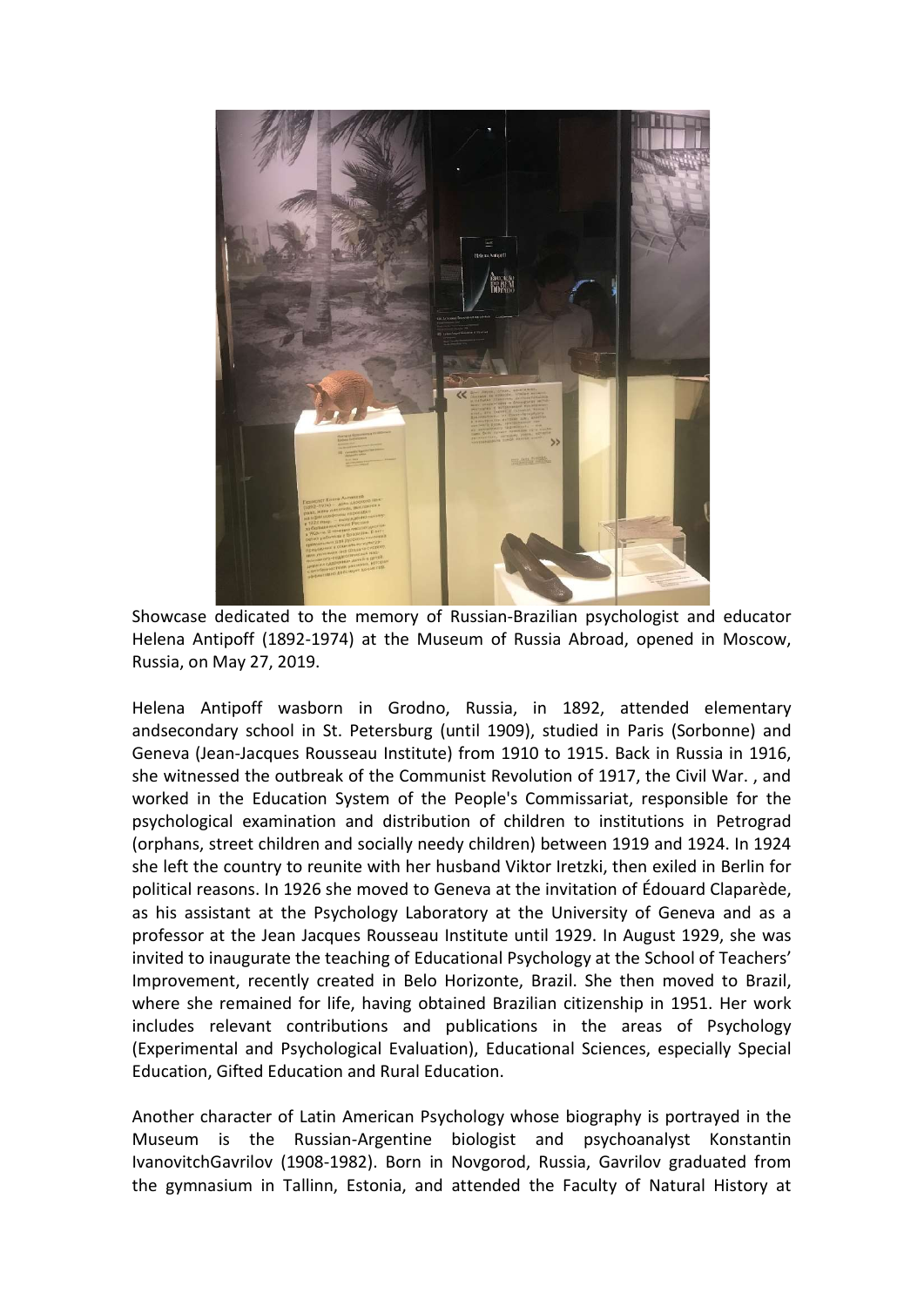Showcase dedicated to the memory of Russian-Brazilian psychologist and educator Helena Antipoff (1892-1974) at the Museum of Russia Abroad, opened in Moscow, Russia, on May 27, 2019.

Helena Antipoff wasborn in Grodno, Russia, in 1892, attended elementary andsecondary school in St. Petersburg (until 1909), studied in Paris (Sorbonne) and Geneva (Jean-Jacques Rousseau Institute) from 1910 to 1915. Back in Russia in 1916, she witnessed the outbreak of the Communist Revolution of 1917, the Civil War. , and worked in the Education System of the People's Commissariat, responsible for the psychological examination and distribution of children to institutions in Petrograd (orphans, street children and socially needy children) between 1919 and 1924. In 1924 she left the country to reunite with her husband Viktor Iretzki, then exiled in Berlin for political reasons. In 1926 she moved to Geneva at the invitation of Édouard Claparède, as his assistant at the Psychology Laboratory at the University of Geneva and as a professor at the Jean Jacques Rousseau Institute until 1929. In August 1929, she was invited to inaugurate the teaching of Educational Psychology at the School of Teachers' Improvement, recently created in Belo Horizonte, Brazil. She then moved to Brazil, where she remained for life, having obtained Brazilian citizenship in 1951. Her work includes relevant contributions and publications in the areas of Psychology (Experimental and Psychological Evaluation), Educational Sciences, especially Special Education, Gifted Education and Rural Education.

Another character of Latin American Psychology whose biography is portrayed in the Museum is the Russian-Argentine biologist and psychoanalyst Konstantin IvanovitchGavrilov (1908-1982). Born in Novgorod, Russia, Gavrilov graduated from the gymnasium in Tallinn, Estonia, and attended the Faculty of Natural History at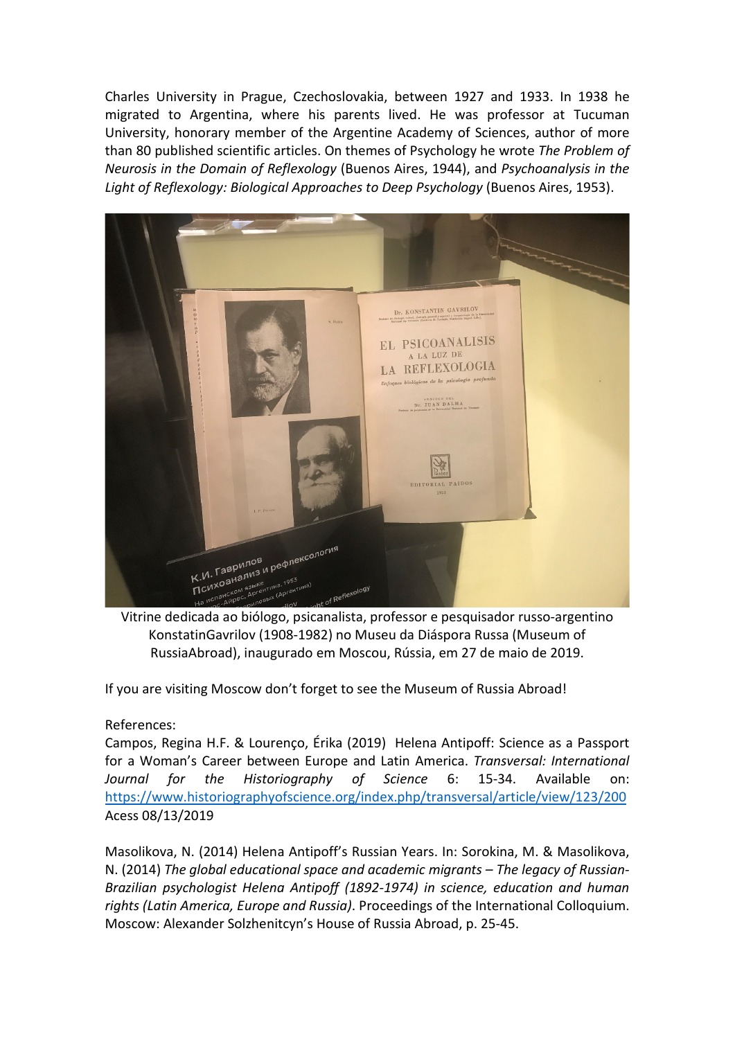Charles University in Prague, Czechoslovakia, between 1927 and 1933. In 1938 he migrated to Argentina, where his parents lived. He was professor at Tucuman University, honorary member of the Argentine Academy of Sciences, author of more than 80 published scientific articles. On themes of Psychology he wrote *The Problem of Neurosis in the Domain of Reflexology* (Buenos Aires, 1944), and *Psychoanalysis in the Light of Reflexology: Biological Approaches to Deep Psychology* (Buenos Aires, 1953).

Vitrine dedicada ao biólogo, psicanalista, professor e pesquisador russo-argentino KonstatinGavrilov (1908-1982) no Museu da Diáspora Russa (Museum of RussiaAbroad), inaugurado em Moscou, Rússia, em 27 de maio de 2019.

If you are visiting Moscow don't forget to see the Museum of Russia Abroad!

References:

Campos, Regina H.F. & Lourenço, Érika (2019) Helena Antipoff: Science as a Passport for a Woman's Career between Europe and Latin America. *Transversal: International Journal for the Historiography of Science* 6: 15-34. Available on: https://www.historiographyofscience.org/index.php/transversal/article/view/123/200 Acess 08/13/2019

Masolikova, N. (2014) Helena Antipoff's Russian Years. In: Sorokina, M. & Masolikova, N. (2014) *The global educational space and academic migrants – The legacy of Russian-Brazilian psychologist Helena Antipoff (1892-1974) in science, education and human rights (Latin America, Europe and Russia)*. Proceedings of the International Colloquium. Moscow: Alexander Solzhenitcyn's House of Russia Abroad, p. 25-45.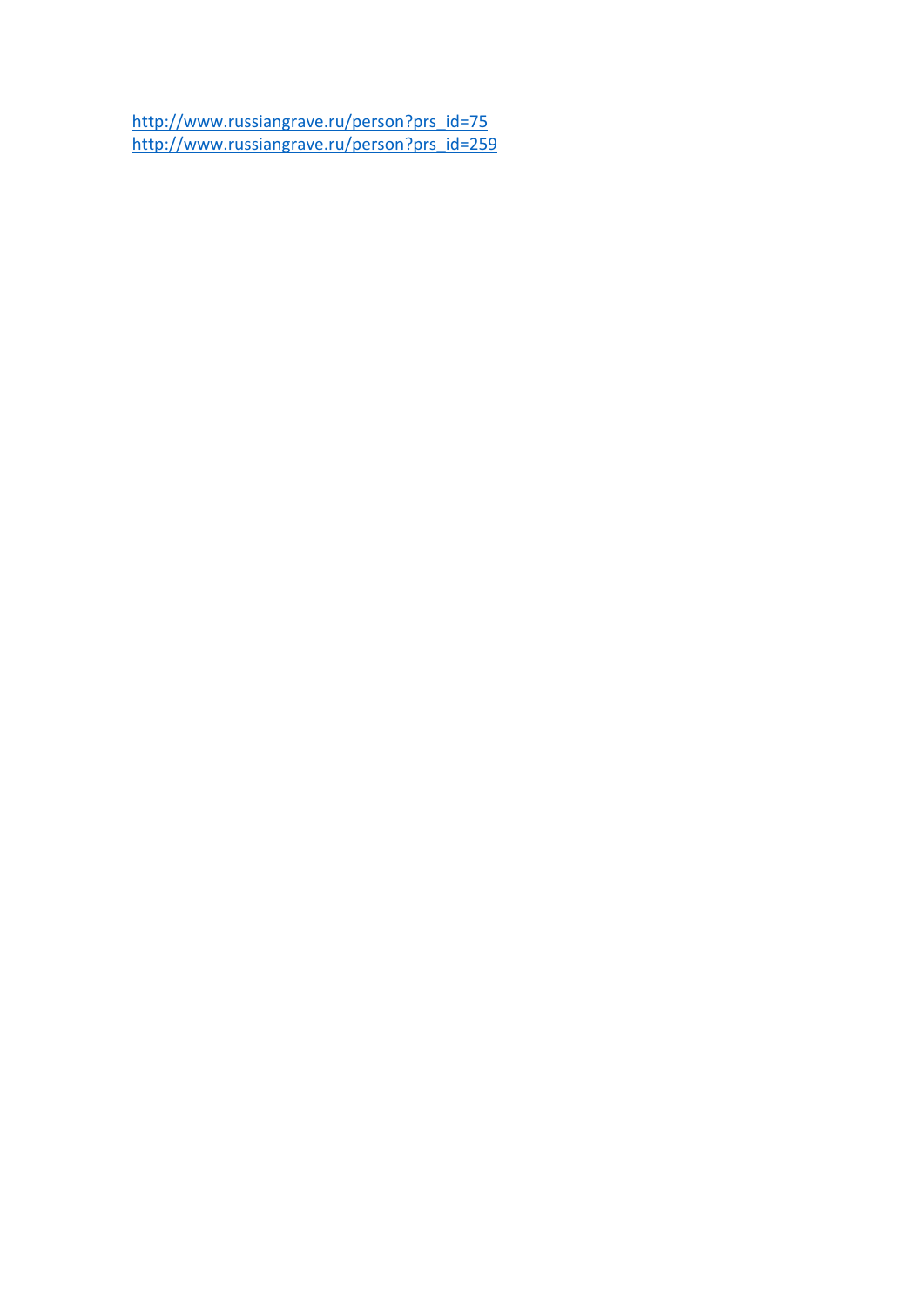http://www.russiangrave.ru/person?prs_id=75
http://www.russiangrave.ru/person?prs_id=259